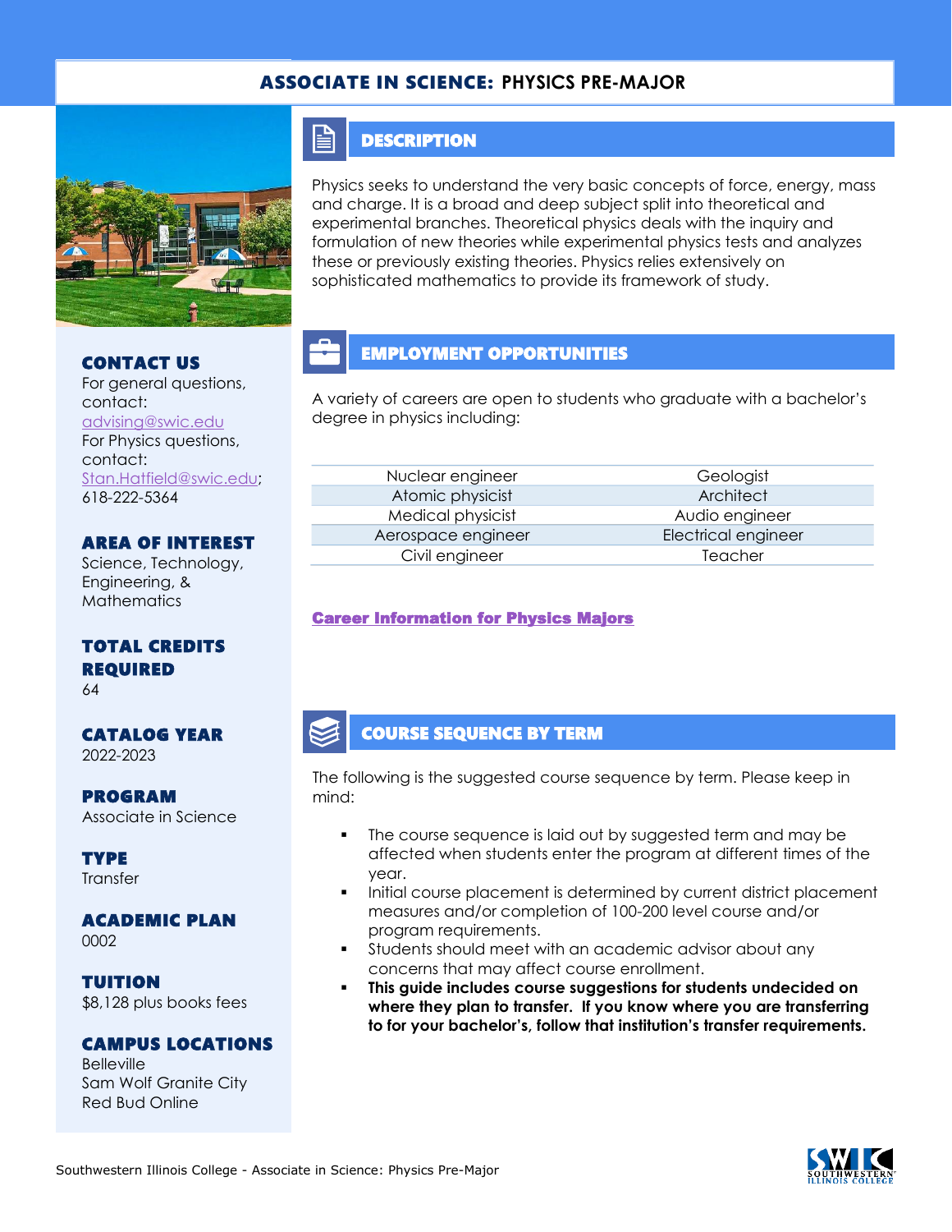# ASSOCIATE IN SCIENCE: PHYSICS PRE-MAJOR

## CONTACT US

For general questions, contact:
advising@swic.edu
For Physics questions, contact:
Stan.Hatfield@swic.edu; 618-222-5364

## AREA OF INTEREST

Science, Technology, Engineering, & Mathematics

## TOTAL CREDITS REQUIRED

64

## CATALOG YEAR

2022-2023

## PROGRAM

Associate in Science

## TYPE

Transfer

## ACADEMIC PLAN

0002

## TUITION

$8,128 plus books fees

## CAMPUS LOCATIONS

Belleville
Sam Wolf Granite City
Red Bud Online

## DESCRIPTION

Physics seeks to understand the very basic concepts of force, energy, mass and charge. It is a broad and deep subject split into theoretical and experimental branches. Theoretical physics deals with the inquiry and formulation of new theories while experimental physics tests and analyzes these or previously existing theories. Physics relies extensively on sophisticated mathematics to provide its framework of study.

## EMPLOYMENT OPPORTUNITIES

A variety of careers are open to students who graduate with a bachelor's degree in physics including:

| | |
|---|---|
| Nuclear engineer | Geologist |
| Atomic physicist | Architect |
| Medical physicist | Audio engineer |
| Aerospace engineer | Electrical engineer |
| Civil engineer | Teacher |

**Career Information for Physics Majors**

## COURSE SEQUENCE BY TERM

The following is the suggested course sequence by term. Please keep in mind:

- The course sequence is laid out by suggested term and may be affected when students enter the program at different times of the year.
- Initial course placement is determined by current district placement measures and/or completion of 100-200 level course and/or program requirements.
- Students should meet with an academic advisor about any concerns that may affect course enrollment.
- **This guide includes course suggestions for students undecided on where they plan to transfer. If you know where you are transferring to for your bachelor's, follow that institution's transfer requirements.**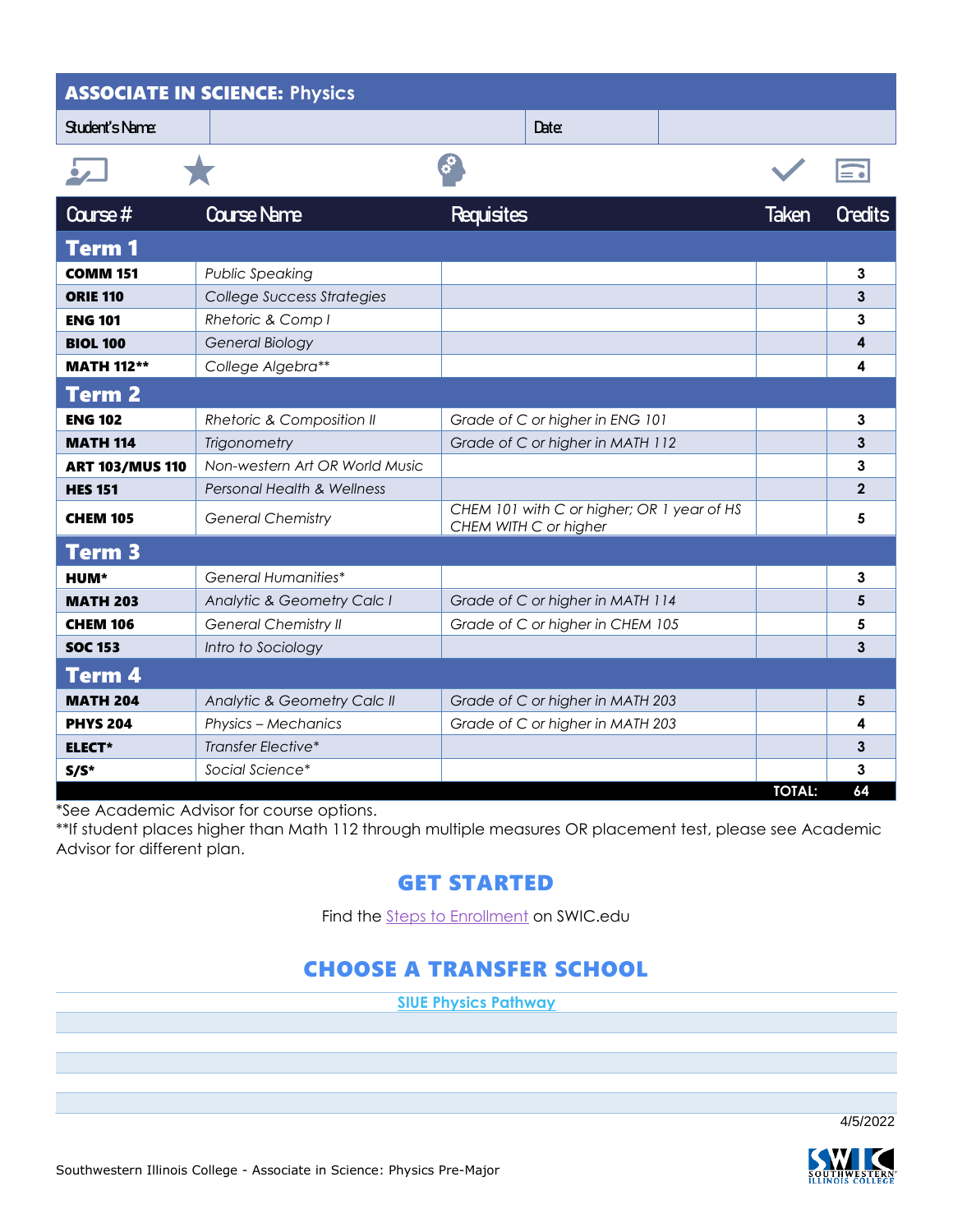## ASSOCIATE IN SCIENCE: Physics

| Student's Name: | | Date: | |
|---|---|---|---|

| Course # | Course Name | Requisites | Taken | Credits |
|---|---|---|---|---|
| **Term 1** | | | | |
| **COMM 151** | *Public Speaking* | | | 3 |
| **ORIE 110** | *College Success Strategies* | | | 3 |
| **ENG 101** | *Rhetoric & Comp I* | | | 3 |
| **BIOL 100** | *General Biology* | | | 4 |
| **MATH 112**** | *College Algebra*** | | | 4 |
| **Term 2** | | | | |
| **ENG 102** | *Rhetoric & Composition II* | *Grade of C or higher in ENG 101* | | 3 |
| **MATH 114** | *Trigonometry* | *Grade of C or higher in MATH 112* | | 3 |
| **ART 103/MUS 110** | *Non-western Art OR World Music* | | | 3 |
| **HES 151** | *Personal Health & Wellness* | | | 2 |
| **CHEM 105** | *General Chemistry* | *CHEM 101 with C or higher; OR 1 year of HS CHEM WITH C or higher* | | 5 |
| **Term 3** | | | | |
| **HUM*** | *General Humanities** | | | 3 |
| **MATH 203** | *Analytic & Geometry Calc I* | *Grade of C or higher in MATH 114* | | 5 |
| **CHEM 106** | *General Chemistry II* | *Grade of C or higher in CHEM 105* | | 5 |
| **SOC 153** | *Intro to Sociology* | | | 3 |
| **Term 4** | | | | |
| **MATH 204** | *Analytic & Geometry Calc II* | *Grade of C or higher in MATH 203* | | 5 |
| **PHYS 204** | *Physics – Mechanics* | *Grade of C or higher in MATH 203* | | 4 |
| **ELECT*** | *Transfer Elective** | | | 3 |
| **S/S*** | *Social Science** | | | 3 |
| | | | **TOTAL:** | **64** |

*See Academic Advisor for course options.
**If student places higher than Math 112 through multiple measures OR placement test, please see Academic Advisor for different plan.

## GET STARTED

Find the Steps to Enrollment on SWIC.edu

## CHOOSE A TRANSFER SCHOOL

SIUE Physics Pathway

4/5/2022

Southwestern Illinois College - Associate in Science: Physics Pre-Major